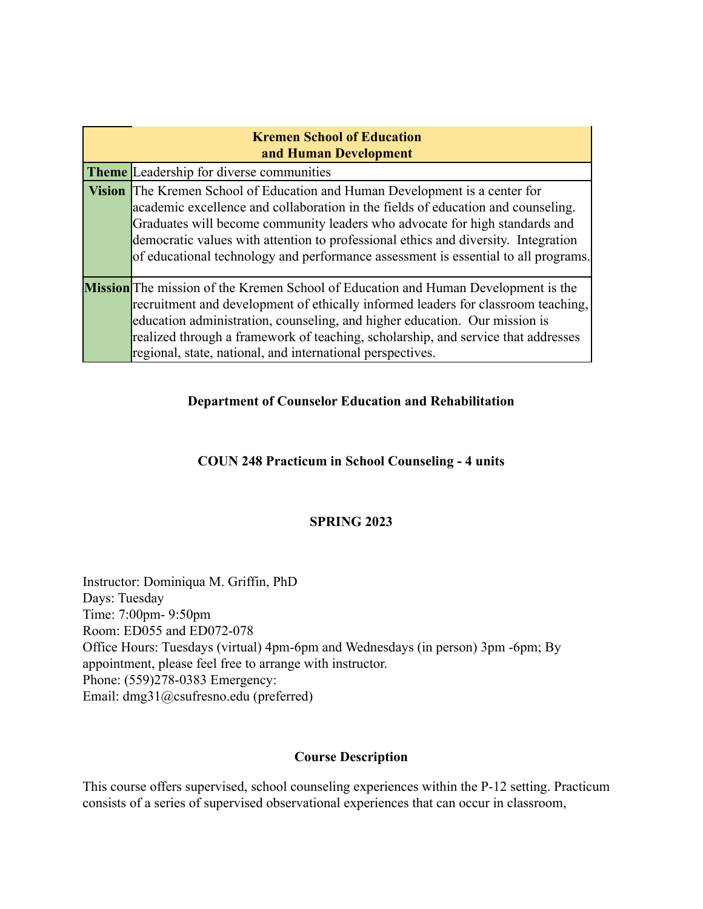| Kremen School of Education and Human Development | |
| --- | --- |
| **Theme** | Leadership for diverse communities |
| **Vision** | The Kremen School of Education and Human Development is a center for academic excellence and collaboration in the fields of education and counseling. Graduates will become community leaders who advocate for high standards and democratic values with attention to professional ethics and diversity. Integration of educational technology and performance assessment is essential to all programs. |
| **Mission** | The mission of the Kremen School of Education and Human Development is the recruitment and development of ethically informed leaders for classroom teaching, education administration, counseling, and higher education. Our mission is realized through a framework of teaching, scholarship, and service that addresses regional, state, national, and international perspectives. |

**Department of Counselor Education and Rehabilitation**

**COUN 248 Practicum in School Counseling - 4 units**

**SPRING 2023**

Instructor: Dominiqua M. Griffin, PhD
Days: Tuesday
Time: 7:00pm- 9:50pm
Room: ED055 and ED072-078
Office Hours: Tuesdays (virtual) 4pm-6pm and Wednesdays (in person) 3pm -6pm; By appointment, please feel free to arrange with instructor.
Phone: (559)278-0383 Emergency:
Email: dmg31@csufresno.edu (preferred)

## Course Description

This course offers supervised, school counseling experiences within the P-12 setting. Practicum consists of a series of supervised observational experiences that can occur in classroom,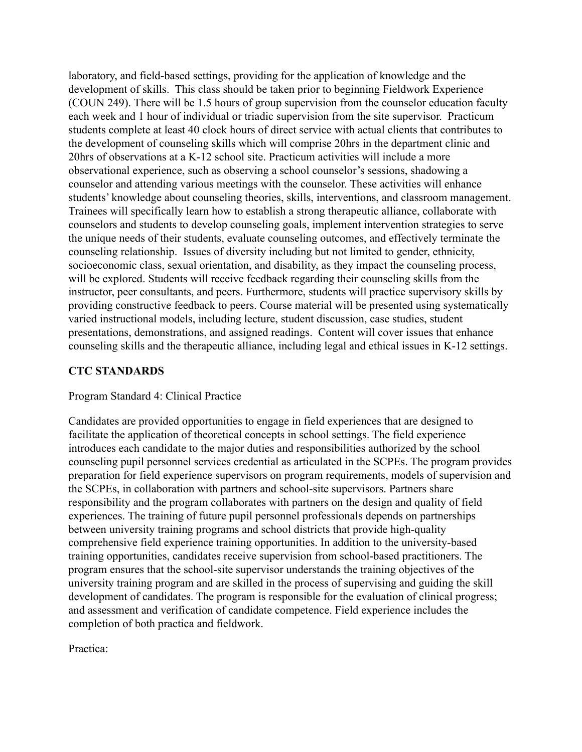laboratory, and field-based settings, providing for the application of knowledge and the development of skills. This class should be taken prior to beginning Fieldwork Experience (COUN 249). There will be 1.5 hours of group supervision from the counselor education faculty each week and 1 hour of individual or triadic supervision from the site supervisor. Practicum students complete at least 40 clock hours of direct service with actual clients that contributes to the development of counseling skills which will comprise 20hrs in the department clinic and 20hrs of observations at a K-12 school site. Practicum activities will include a more observational experience, such as observing a school counselor's sessions, shadowing a counselor and attending various meetings with the counselor. These activities will enhance students' knowledge about counseling theories, skills, interventions, and classroom management. Trainees will specifically learn how to establish a strong therapeutic alliance, collaborate with counselors and students to develop counseling goals, implement intervention strategies to serve the unique needs of their students, evaluate counseling outcomes, and effectively terminate the counseling relationship. Issues of diversity including but not limited to gender, ethnicity, socioeconomic class, sexual orientation, and disability, as they impact the counseling process, will be explored. Students will receive feedback regarding their counseling skills from the instructor, peer consultants, and peers. Furthermore, students will practice supervisory skills by providing constructive feedback to peers. Course material will be presented using systematically varied instructional models, including lecture, student discussion, case studies, student presentations, demonstrations, and assigned readings. Content will cover issues that enhance counseling skills and the therapeutic alliance, including legal and ethical issues in K-12 settings.

## CTC STANDARDS

Program Standard 4: Clinical Practice

Candidates are provided opportunities to engage in field experiences that are designed to facilitate the application of theoretical concepts in school settings. The field experience introduces each candidate to the major duties and responsibilities authorized by the school counseling pupil personnel services credential as articulated in the SCPEs. The program provides preparation for field experience supervisors on program requirements, models of supervision and the SCPEs, in collaboration with partners and school-site supervisors. Partners share responsibility and the program collaborates with partners on the design and quality of field experiences. The training of future pupil personnel professionals depends on partnerships between university training programs and school districts that provide high-quality comprehensive field experience training opportunities. In addition to the university-based training opportunities, candidates receive supervision from school-based practitioners. The program ensures that the school-site supervisor understands the training objectives of the university training program and are skilled in the process of supervising and guiding the skill development of candidates. The program is responsible for the evaluation of clinical progress; and assessment and verification of candidate competence. Field experience includes the completion of both practica and fieldwork.

Practica: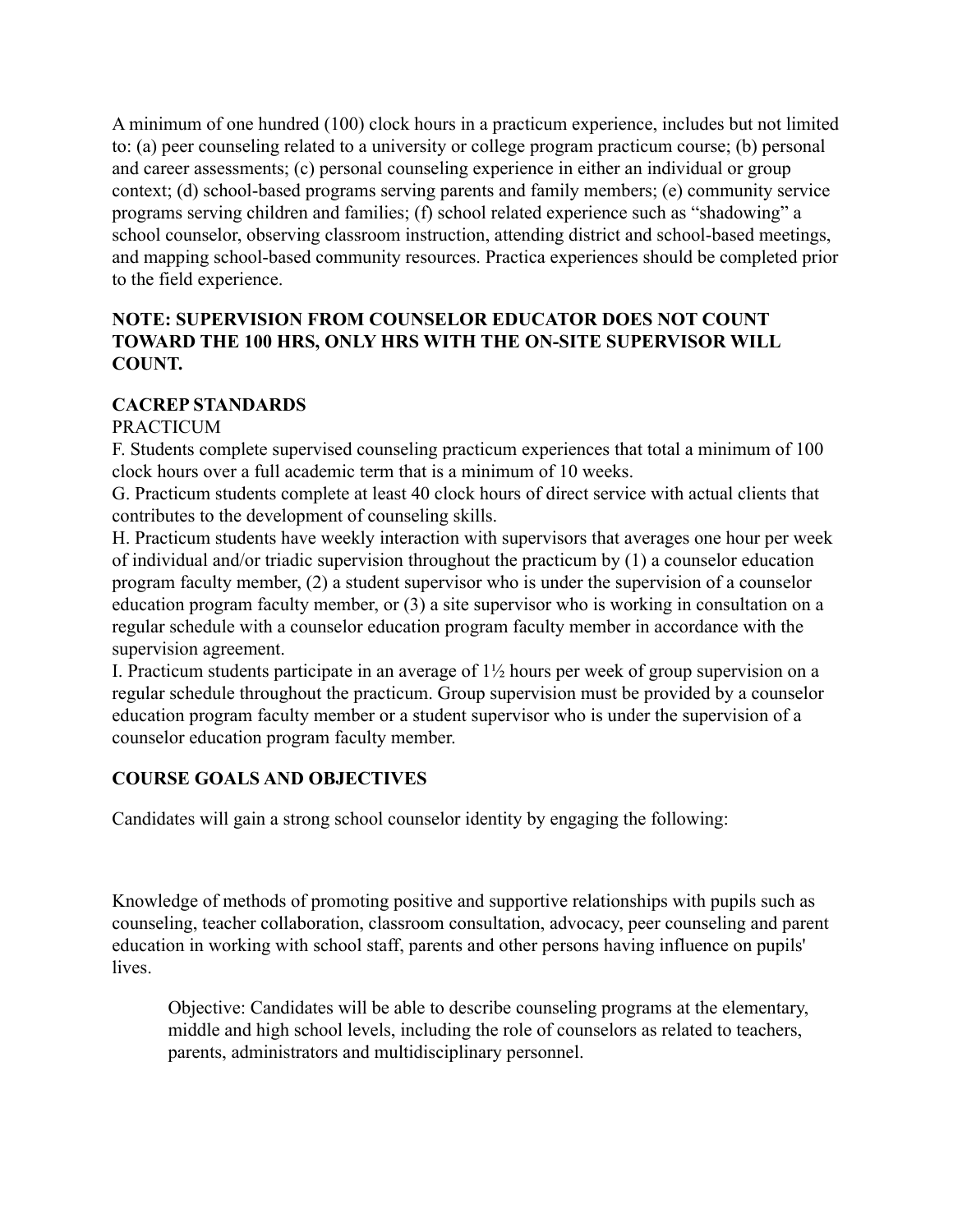A minimum of one hundred (100) clock hours in a practicum experience, includes but not limited to: (a) peer counseling related to a university or college program practicum course; (b) personal and career assessments; (c) personal counseling experience in either an individual or group context; (d) school-based programs serving parents and family members; (e) community service programs serving children and families; (f) school related experience such as "shadowing" a school counselor, observing classroom instruction, attending district and school-based meetings, and mapping school-based community resources. Practica experiences should be completed prior to the field experience.

**NOTE: SUPERVISION FROM COUNSELOR EDUCATOR DOES NOT COUNT TOWARD THE 100 HRS, ONLY HRS WITH THE ON-SITE SUPERVISOR WILL COUNT.**

**CACREP STANDARDS**

PRACTICUM

F. Students complete supervised counseling practicum experiences that total a minimum of 100 clock hours over a full academic term that is a minimum of 10 weeks.

G. Practicum students complete at least 40 clock hours of direct service with actual clients that contributes to the development of counseling skills.

H. Practicum students have weekly interaction with supervisors that averages one hour per week of individual and/or triadic supervision throughout the practicum by (1) a counselor education program faculty member, (2) a student supervisor who is under the supervision of a counselor education program faculty member, or (3) a site supervisor who is working in consultation on a regular schedule with a counselor education program faculty member in accordance with the supervision agreement.

I. Practicum students participate in an average of 1½ hours per week of group supervision on a regular schedule throughout the practicum. Group supervision must be provided by a counselor education program faculty member or a student supervisor who is under the supervision of a counselor education program faculty member.

**COURSE GOALS AND OBJECTIVES**

Candidates will gain a strong school counselor identity by engaging the following:

Knowledge of methods of promoting positive and supportive relationships with pupils such as counseling, teacher collaboration, classroom consultation, advocacy, peer counseling and parent education in working with school staff, parents and other persons having influence on pupils' lives.

> Objective: Candidates will be able to describe counseling programs at the elementary, middle and high school levels, including the role of counselors as related to teachers, parents, administrators and multidisciplinary personnel.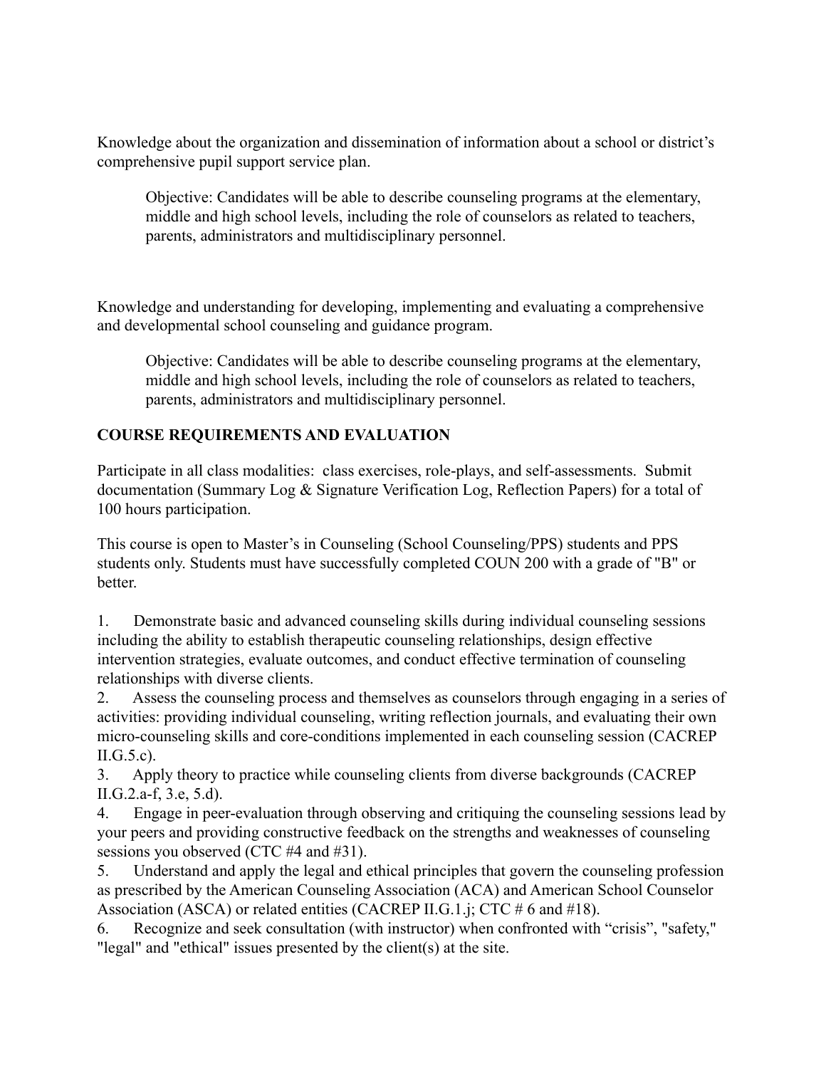Knowledge about the organization and dissemination of information about a school or district's comprehensive pupil support service plan.

> Objective: Candidates will be able to describe counseling programs at the elementary, middle and high school levels, including the role of counselors as related to teachers, parents, administrators and multidisciplinary personnel.

Knowledge and understanding for developing, implementing and evaluating a comprehensive and developmental school counseling and guidance program.

> Objective: Candidates will be able to describe counseling programs at the elementary, middle and high school levels, including the role of counselors as related to teachers, parents, administrators and multidisciplinary personnel.

**COURSE REQUIREMENTS AND EVALUATION**

Participate in all class modalities: class exercises, role-plays, and self-assessments. Submit documentation (Summary Log & Signature Verification Log, Reflection Papers) for a total of 100 hours participation.

This course is open to Master's in Counseling (School Counseling/PPS) students and PPS students only. Students must have successfully completed COUN 200 with a grade of "B" or better.

1. Demonstrate basic and advanced counseling skills during individual counseling sessions including the ability to establish therapeutic counseling relationships, design effective intervention strategies, evaluate outcomes, and conduct effective termination of counseling relationships with diverse clients.
2. Assess the counseling process and themselves as counselors through engaging in a series of activities: providing individual counseling, writing reflection journals, and evaluating their own micro-counseling skills and core-conditions implemented in each counseling session (CACREP II.G.5.c).
3. Apply theory to practice while counseling clients from diverse backgrounds (CACREP II.G.2.a-f, 3.e, 5.d).
4. Engage in peer-evaluation through observing and critiquing the counseling sessions lead by your peers and providing constructive feedback on the strengths and weaknesses of counseling sessions you observed (CTC #4 and #31).
5. Understand and apply the legal and ethical principles that govern the counseling profession as prescribed by the American Counseling Association (ACA) and American School Counselor Association (ASCA) or related entities (CACREP II.G.1.j; CTC # 6 and #18).
6. Recognize and seek consultation (with instructor) when confronted with "crisis", "safety," "legal" and "ethical" issues presented by the client(s) at the site.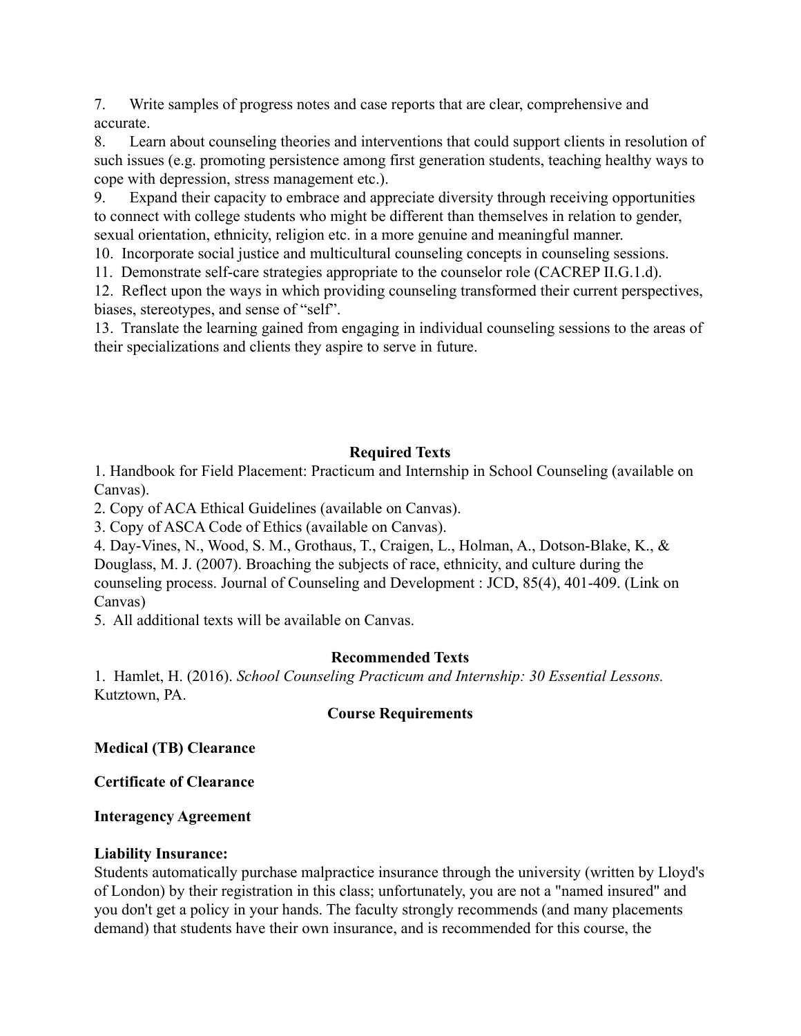7. Write samples of progress notes and case reports that are clear, comprehensive and accurate.
8. Learn about counseling theories and interventions that could support clients in resolution of such issues (e.g. promoting persistence among first generation students, teaching healthy ways to cope with depression, stress management etc.).
9. Expand their capacity to embrace and appreciate diversity through receiving opportunities to connect with college students who might be different than themselves in relation to gender, sexual orientation, ethnicity, religion etc. in a more genuine and meaningful manner.
10. Incorporate social justice and multicultural counseling concepts in counseling sessions.
11. Demonstrate self-care strategies appropriate to the counselor role (CACREP II.G.1.d).
12. Reflect upon the ways in which providing counseling transformed their current perspectives, biases, stereotypes, and sense of "self".
13. Translate the learning gained from engaging in individual counseling sessions to the areas of their specializations and clients they aspire to serve in future.

## Required Texts

1. Handbook for Field Placement: Practicum and Internship in School Counseling (available on Canvas).
2. Copy of ACA Ethical Guidelines (available on Canvas).
3. Copy of ASCA Code of Ethics (available on Canvas).
4. Day-Vines, N., Wood, S. M., Grothaus, T., Craigen, L., Holman, A., Dotson-Blake, K., & Douglass, M. J. (2007). Broaching the subjects of race, ethnicity, and culture during the counseling process. Journal of Counseling and Development : JCD, 85(4), 401-409. (Link on Canvas)
5. All additional texts will be available on Canvas.

## Recommended Texts

1. Hamlet, H. (2016). *School Counseling Practicum and Internship: 30 Essential Lessons.* Kutztown, PA.

## Course Requirements

**Medical (TB) Clearance**

**Certificate of Clearance**

**Interagency Agreement**

**Liability Insurance:**
Students automatically purchase malpractice insurance through the university (written by Lloyd's of London) by their registration in this class; unfortunately, you are not a "named insured" and you don't get a policy in your hands. The faculty strongly recommends (and many placements demand) that students have their own insurance, and is recommended for this course, the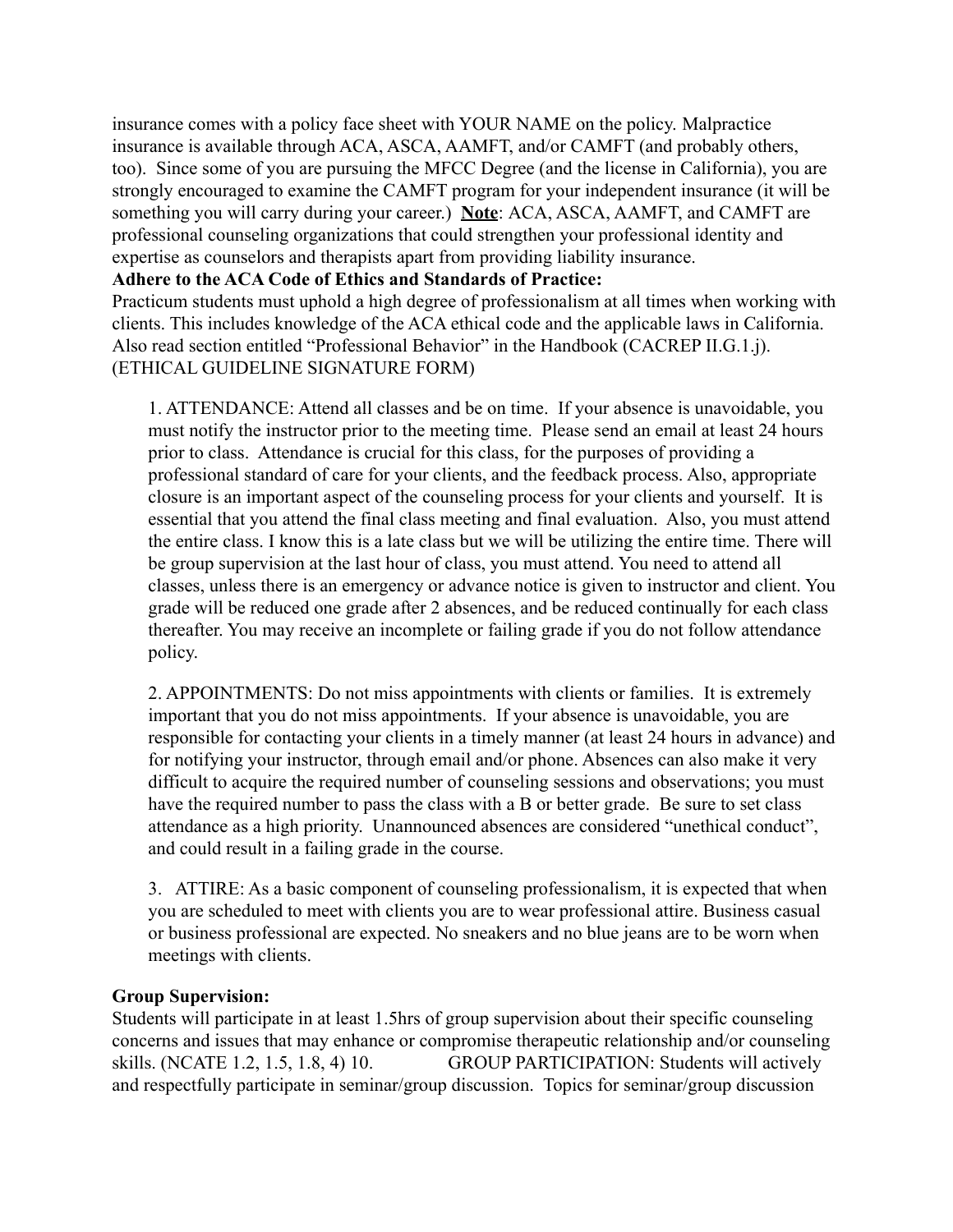insurance comes with a policy face sheet with YOUR NAME on the policy. Malpractice insurance is available through ACA, ASCA, AAMFT, and/or CAMFT (and probably others, too). Since some of you are pursuing the MFCC Degree (and the license in California), you are strongly encouraged to examine the CAMFT program for your independent insurance (it will be something you will carry during your career.) **Note**: ACA, ASCA, AAMFT, and CAMFT are professional counseling organizations that could strengthen your professional identity and expertise as counselors and therapists apart from providing liability insurance.

**Adhere to the ACA Code of Ethics and Standards of Practice:**

Practicum students must uphold a high degree of professionalism at all times when working with clients. This includes knowledge of the ACA ethical code and the applicable laws in California. Also read section entitled "Professional Behavior" in the Handbook (CACREP II.G.1.j). (ETHICAL GUIDELINE SIGNATURE FORM)

1. ATTENDANCE: Attend all classes and be on time. If your absence is unavoidable, you must notify the instructor prior to the meeting time. Please send an email at least 24 hours prior to class. Attendance is crucial for this class, for the purposes of providing a professional standard of care for your clients, and the feedback process. Also, appropriate closure is an important aspect of the counseling process for your clients and yourself. It is essential that you attend the final class meeting and final evaluation. Also, you must attend the entire class. I know this is a late class but we will be utilizing the entire time. There will be group supervision at the last hour of class, you must attend. You need to attend all classes, unless there is an emergency or advance notice is given to instructor and client. You grade will be reduced one grade after 2 absences, and be reduced continually for each class thereafter. You may receive an incomplete or failing grade if you do not follow attendance policy.

2. APPOINTMENTS: Do not miss appointments with clients or families. It is extremely important that you do not miss appointments. If your absence is unavoidable, you are responsible for contacting your clients in a timely manner (at least 24 hours in advance) and for notifying your instructor, through email and/or phone. Absences can also make it very difficult to acquire the required number of counseling sessions and observations; you must have the required number to pass the class with a B or better grade. Be sure to set class attendance as a high priority. Unannounced absences are considered "unethical conduct", and could result in a failing grade in the course.

3. ATTIRE: As a basic component of counseling professionalism, it is expected that when you are scheduled to meet with clients you are to wear professional attire. Business casual or business professional are expected. No sneakers and no blue jeans are to be worn when meetings with clients.

**Group Supervision:**

Students will participate in at least 1.5hrs of group supervision about their specific counseling concerns and issues that may enhance or compromise therapeutic relationship and/or counseling skills. (NCATE 1.2, 1.5, 1.8, 4) 10. GROUP PARTICIPATION: Students will actively and respectfully participate in seminar/group discussion. Topics for seminar/group discussion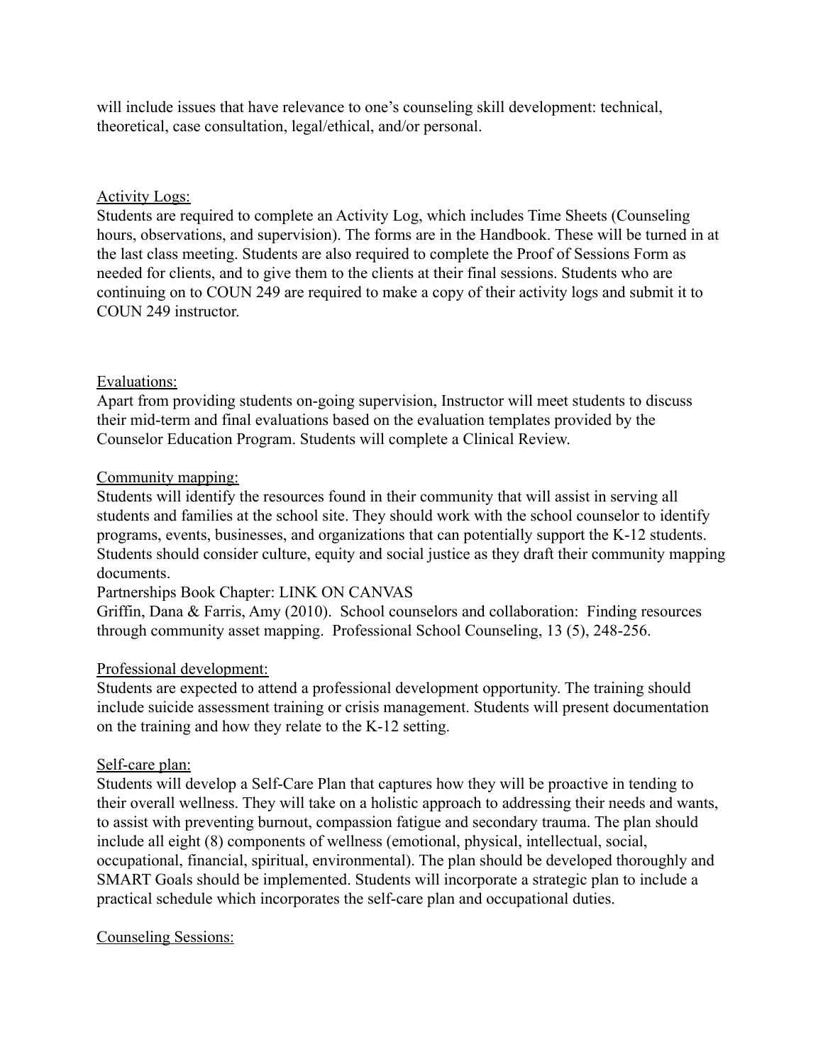will include issues that have relevance to one's counseling skill development: technical, theoretical, case consultation, legal/ethical, and/or personal.

<u>Activity Logs:</u>
Students are required to complete an Activity Log, which includes Time Sheets (Counseling hours, observations, and supervision). The forms are in the Handbook. These will be turned in at the last class meeting. Students are also required to complete the Proof of Sessions Form as needed for clients, and to give them to the clients at their final sessions. Students who are continuing on to COUN 249 are required to make a copy of their activity logs and submit it to COUN 249 instructor.

<u>Evaluations:</u>
Apart from providing students on-going supervision, Instructor will meet students to discuss their mid-term and final evaluations based on the evaluation templates provided by the Counselor Education Program. Students will complete a Clinical Review.

<u>Community mapping:</u>
Students will identify the resources found in their community that will assist in serving all students and families at the school site. They should work with the school counselor to identify programs, events, businesses, and organizations that can potentially support the K-12 students. Students should consider culture, equity and social justice as they draft their community mapping documents.
Partnerships Book Chapter: LINK ON CANVAS
Griffin, Dana & Farris, Amy (2010). School counselors and collaboration: Finding resources through community asset mapping. Professional School Counseling, 13 (5), 248-256.

<u>Professional development:</u>
Students are expected to attend a professional development opportunity. The training should include suicide assessment training or crisis management. Students will present documentation on the training and how they relate to the K-12 setting.

<u>Self-care plan:</u>
Students will develop a Self-Care Plan that captures how they will be proactive in tending to their overall wellness. They will take on a holistic approach to addressing their needs and wants, to assist with preventing burnout, compassion fatigue and secondary trauma. The plan should include all eight (8) components of wellness (emotional, physical, intellectual, social, occupational, financial, spiritual, environmental). The plan should be developed thoroughly and SMART Goals should be implemented. Students will incorporate a strategic plan to include a practical schedule which incorporates the self-care plan and occupational duties.

<u>Counseling Sessions:</u>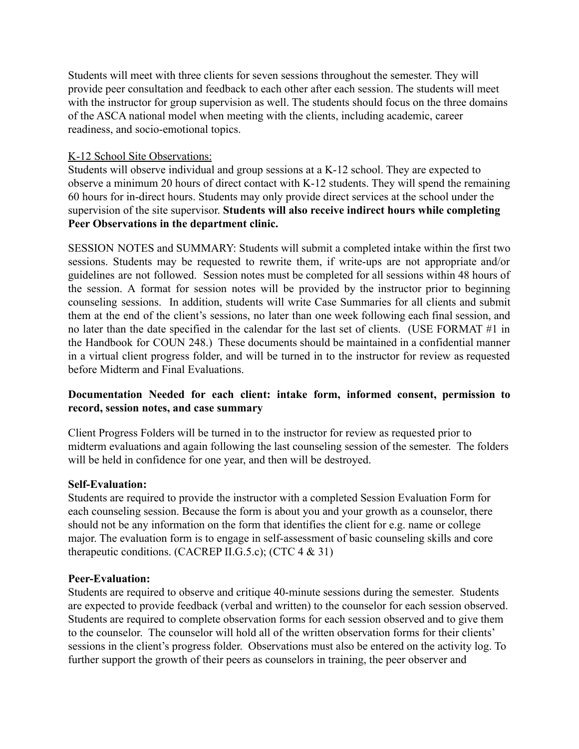Students will meet with three clients for seven sessions throughout the semester. They will provide peer consultation and feedback to each other after each session. The students will meet with the instructor for group supervision as well. The students should focus on the three domains of the ASCA national model when meeting with the clients, including academic, career readiness, and socio-emotional topics.

K-12 School Site Observations:

Students will observe individual and group sessions at a K-12 school. They are expected to observe a minimum 20 hours of direct contact with K-12 students. They will spend the remaining 60 hours for in-direct hours. Students may only provide direct services at the school under the supervision of the site supervisor. **Students will also receive indirect hours while completing Peer Observations in the department clinic.**

SESSION NOTES and SUMMARY: Students will submit a completed intake within the first two sessions. Students may be requested to rewrite them, if write-ups are not appropriate and/or guidelines are not followed. Session notes must be completed for all sessions within 48 hours of the session. A format for session notes will be provided by the instructor prior to beginning counseling sessions. In addition, students will write Case Summaries for all clients and submit them at the end of the client's sessions, no later than one week following each final session, and no later than the date specified in the calendar for the last set of clients. (USE FORMAT #1 in the Handbook for COUN 248.) These documents should be maintained in a confidential manner in a virtual client progress folder, and will be turned in to the instructor for review as requested before Midterm and Final Evaluations.

**Documentation Needed for each client: intake form, informed consent, permission to record, session notes, and case summary**

Client Progress Folders will be turned in to the instructor for review as requested prior to midterm evaluations and again following the last counseling session of the semester. The folders will be held in confidence for one year, and then will be destroyed.

**Self-Evaluation:**

Students are required to provide the instructor with a completed Session Evaluation Form for each counseling session. Because the form is about you and your growth as a counselor, there should not be any information on the form that identifies the client for e.g. name or college major. The evaluation form is to engage in self-assessment of basic counseling skills and core therapeutic conditions. (CACREP II.G.5.c); (CTC 4 & 31)

**Peer-Evaluation:**

Students are required to observe and critique 40-minute sessions during the semester. Students are expected to provide feedback (verbal and written) to the counselor for each session observed. Students are required to complete observation forms for each session observed and to give them to the counselor. The counselor will hold all of the written observation forms for their clients' sessions in the client's progress folder. Observations must also be entered on the activity log. To further support the growth of their peers as counselors in training, the peer observer and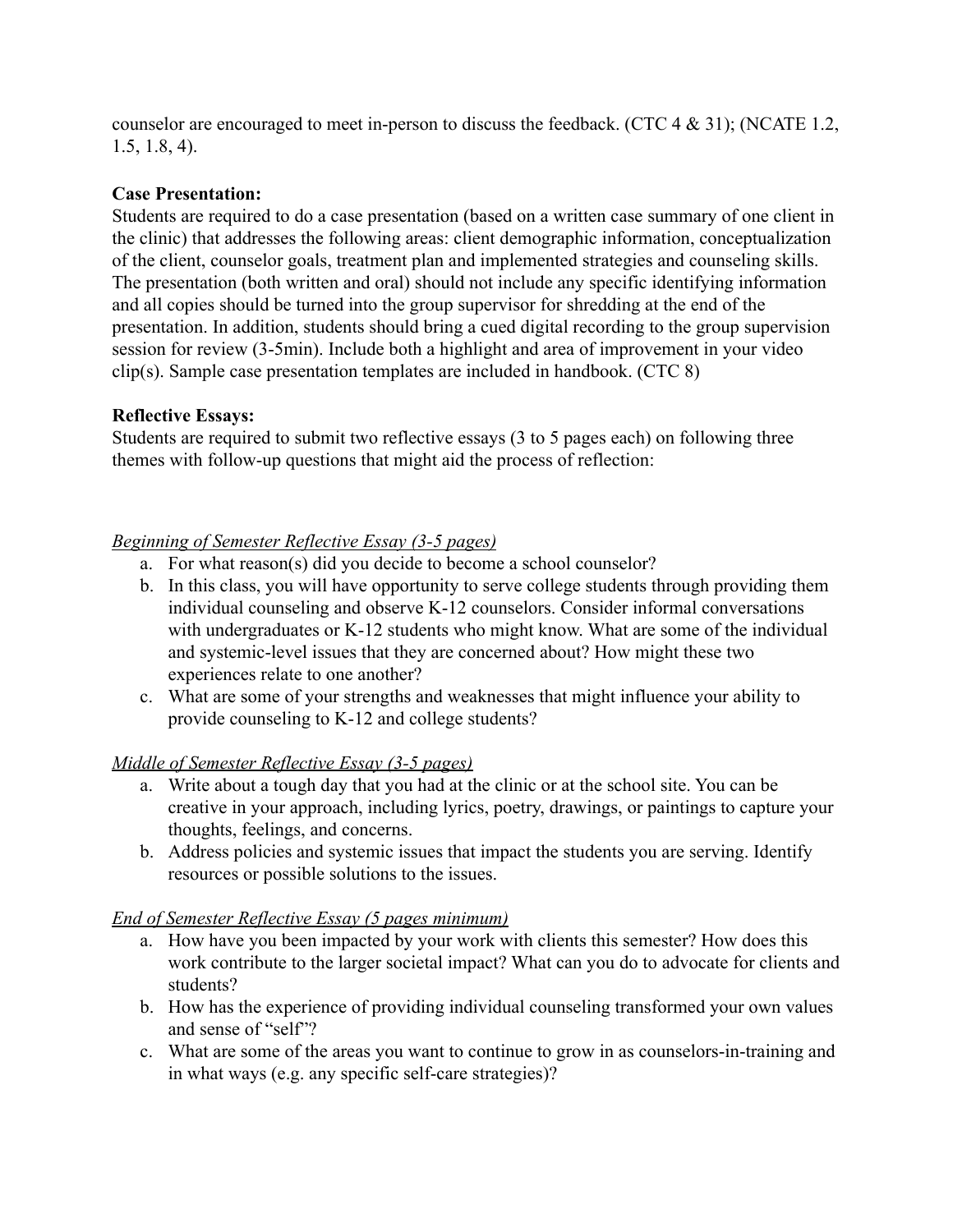counselor are encouraged to meet in-person to discuss the feedback. (CTC 4 & 31); (NCATE 1.2, 1.5, 1.8, 4).

**Case Presentation:**

Students are required to do a case presentation (based on a written case summary of one client in the clinic) that addresses the following areas: client demographic information, conceptualization of the client, counselor goals, treatment plan and implemented strategies and counseling skills. The presentation (both written and oral) should not include any specific identifying information and all copies should be turned into the group supervisor for shredding at the end of the presentation. In addition, students should bring a cued digital recording to the group supervision session for review (3-5min). Include both a highlight and area of improvement in your video clip(s). Sample case presentation templates are included in handbook. (CTC 8)

**Reflective Essays:**

Students are required to submit two reflective essays (3 to 5 pages each) on following three themes with follow-up questions that might aid the process of reflection:

*Beginning of Semester Reflective Essay (3-5 pages)*

a. For what reason(s) did you decide to become a school counselor?
b. In this class, you will have opportunity to serve college students through providing them individual counseling and observe K-12 counselors. Consider informal conversations with undergraduates or K-12 students who might know. What are some of the individual and systemic-level issues that they are concerned about? How might these two experiences relate to one another?
c. What are some of your strengths and weaknesses that might influence your ability to provide counseling to K-12 and college students?

*Middle of Semester Reflective Essay (3-5 pages)*

a. Write about a tough day that you had at the clinic or at the school site. You can be creative in your approach, including lyrics, poetry, drawings, or paintings to capture your thoughts, feelings, and concerns.
b. Address policies and systemic issues that impact the students you are serving. Identify resources or possible solutions to the issues.

*End of Semester Reflective Essay (5 pages minimum)*

a. How have you been impacted by your work with clients this semester? How does this work contribute to the larger societal impact? What can you do to advocate for clients and students?
b. How has the experience of providing individual counseling transformed your own values and sense of "self"?
c. What are some of the areas you want to continue to grow in as counselors-in-training and in what ways (e.g. any specific self-care strategies)?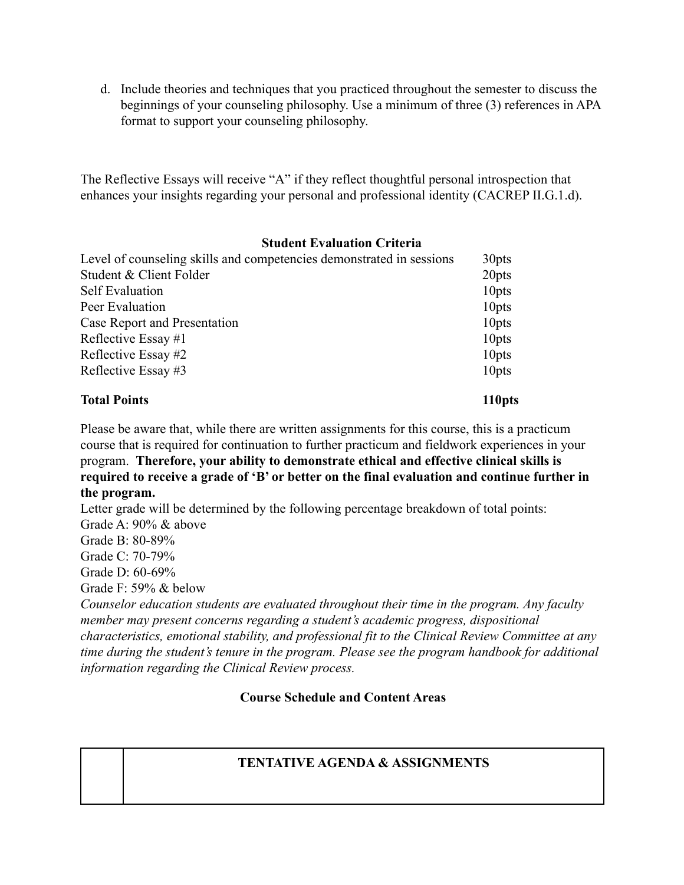d. Include theories and techniques that you practiced throughout the semester to discuss the beginnings of your counseling philosophy. Use a minimum of three (3) references in APA format to support your counseling philosophy.

The Reflective Essays will receive "A" if they reflect thoughtful personal introspection that enhances your insights regarding your personal and professional identity (CACREP II.G.1.d).

**Student Evaluation Criteria**

| | |
|---|---|
| Level of counseling skills and competencies demonstrated in sessions | 30pts |
| Student & Client Folder | 20pts |
| Self Evaluation | 10pts |
| Peer Evaluation | 10pts |
| Case Report and Presentation | 10pts |
| Reflective Essay #1 | 10pts |
| Reflective Essay #2 | 10pts |
| Reflective Essay #3 | 10pts |
| **Total Points** | **110pts** |

Please be aware that, while there are written assignments for this course, this is a practicum course that is required for continuation to further practicum and fieldwork experiences in your program. **Therefore, your ability to demonstrate ethical and effective clinical skills is required to receive a grade of 'B' or better on the final evaluation and continue further in the program.**

Letter grade will be determined by the following percentage breakdown of total points:

Grade A: 90% & above

Grade B: 80-89%

Grade C: 70-79%

Grade D: 60-69%

Grade F: 59% & below

*Counselor education students are evaluated throughout their time in the program. Any faculty member may present concerns regarding a student's academic progress, dispositional characteristics, emotional stability, and professional fit to the Clinical Review Committee at any time during the student's tenure in the program. Please see the program handbook for additional information regarding the Clinical Review process.*

**Course Schedule and Content Areas**

| | **TENTATIVE AGENDA & ASSIGNMENTS** |
|---|---|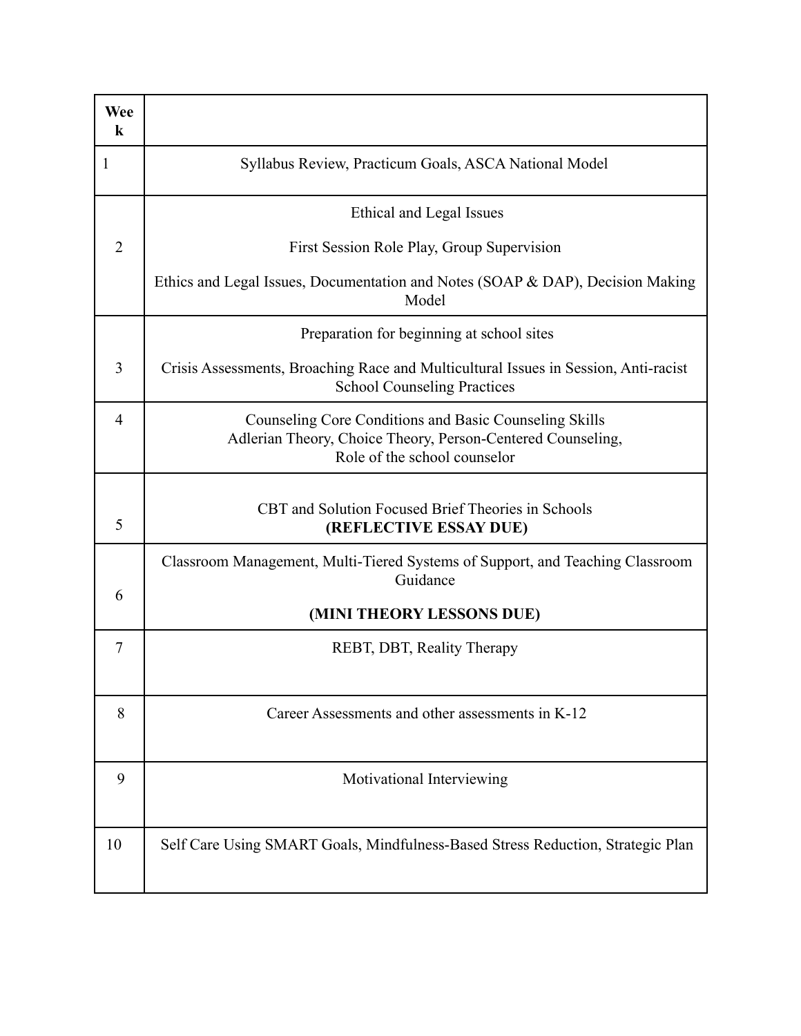| Week | |
|---|---|
| 1 | Syllabus Review, Practicum Goals, ASCA National Model |
| 2 | Ethical and Legal Issues<br><br>First Session Role Play, Group Supervision<br><br>Ethics and Legal Issues, Documentation and Notes (SOAP & DAP), Decision Making Model |
| 3 | Preparation for beginning at school sites<br><br>Crisis Assessments, Broaching Race and Multicultural Issues in Session, Anti-racist School Counseling Practices |
| 4 | Counseling Core Conditions and Basic Counseling Skills<br>Adlerian Theory, Choice Theory, Person-Centered Counseling,<br>Role of the school counselor |
| 5 | CBT and Solution Focused Brief Theories in Schools<br>**(REFLECTIVE ESSAY DUE)** |
| 6 | Classroom Management, Multi-Tiered Systems of Support, and Teaching Classroom Guidance<br><br>**(MINI THEORY LESSONS DUE)** |
| 7 | REBT, DBT, Reality Therapy |
| 8 | Career Assessments and other assessments in K-12 |
| 9 | Motivational Interviewing |
| 10 | Self Care Using SMART Goals, Mindfulness-Based Stress Reduction, Strategic Plan |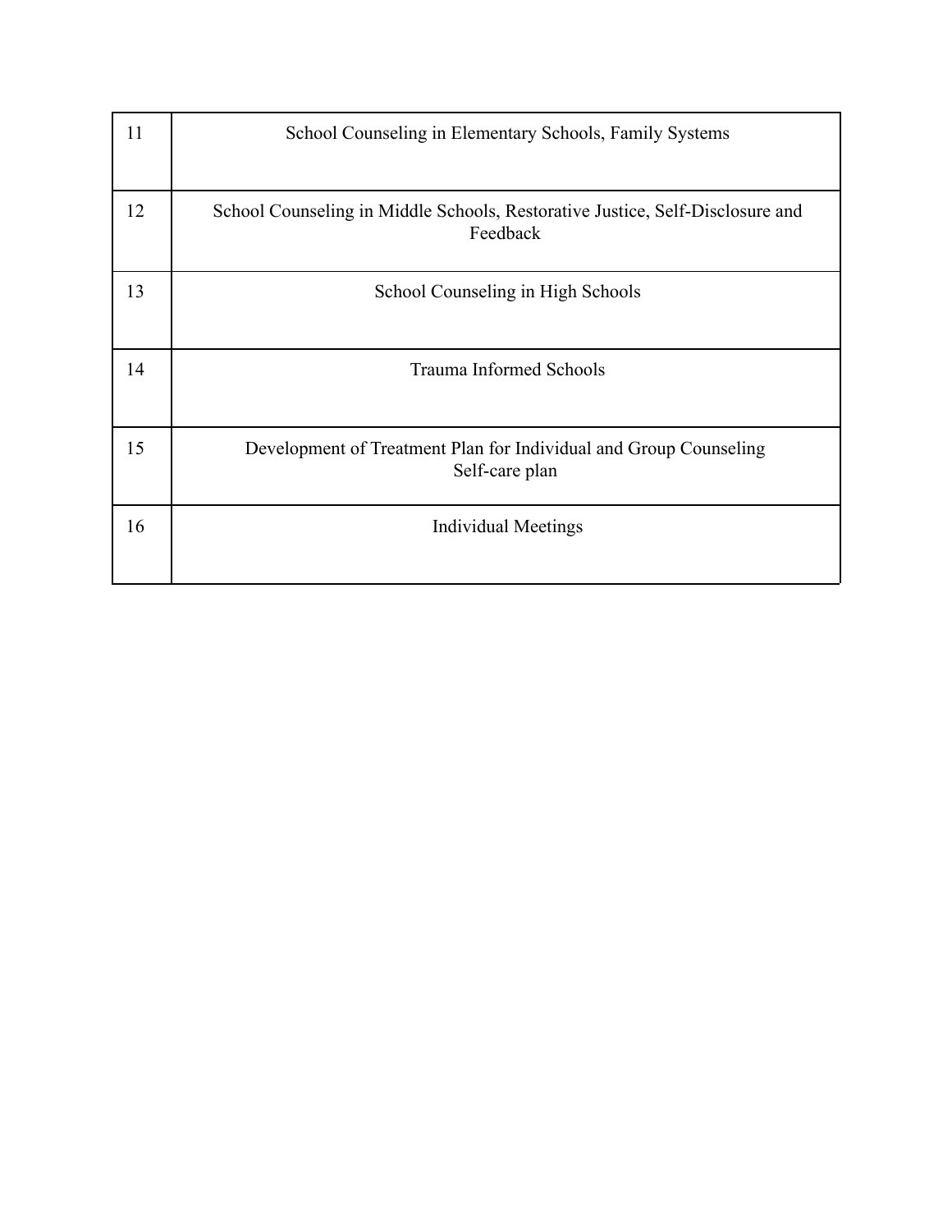| | |
|---|---|
| 11 | School Counseling in Elementary Schools, Family Systems |
| 12 | School Counseling in Middle Schools, Restorative Justice, Self-Disclosure and Feedback |
| 13 | School Counseling in High Schools |
| 14 | Trauma Informed Schools |
| 15 | Development of Treatment Plan for Individual and Group Counseling<br>Self-care plan |
| 16 | Individual Meetings |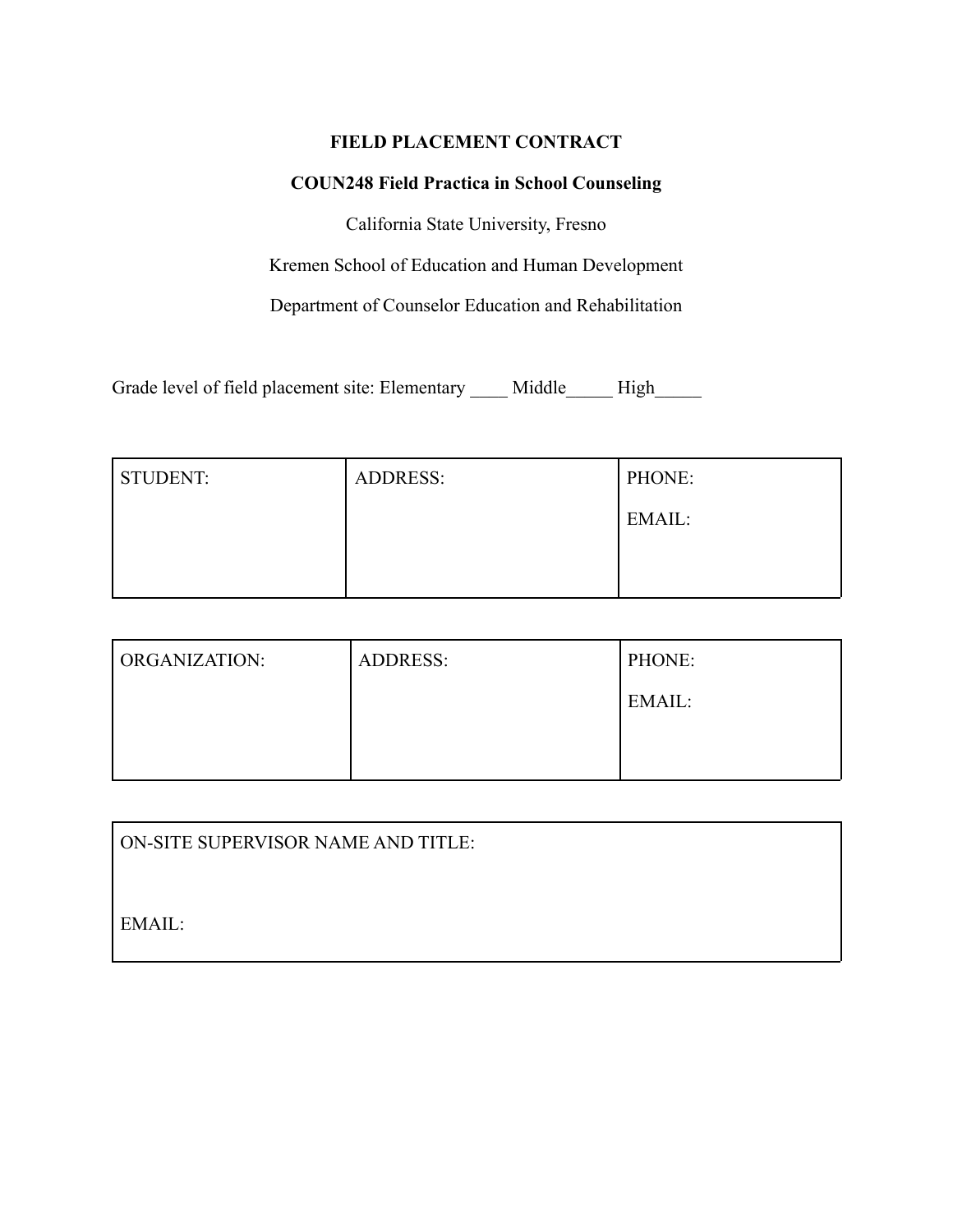**FIELD PLACEMENT CONTRACT**

**COUN248 Field Practica in School Counseling**

California State University, Fresno

Kremen School of Education and Human Development

Department of Counselor Education and Rehabilitation

Grade level of field placement site: Elementary ____ Middle_____ High_____

| | | |
|---|---|---|
| STUDENT: | ADDRESS: | PHONE:<br><br>EMAIL: |

| | | |
|---|---|---|
| ORGANIZATION: | ADDRESS: | PHONE:<br><br>EMAIL: |

| |
|---|
| ON-SITE SUPERVISOR NAME AND TITLE:<br><br>EMAIL: |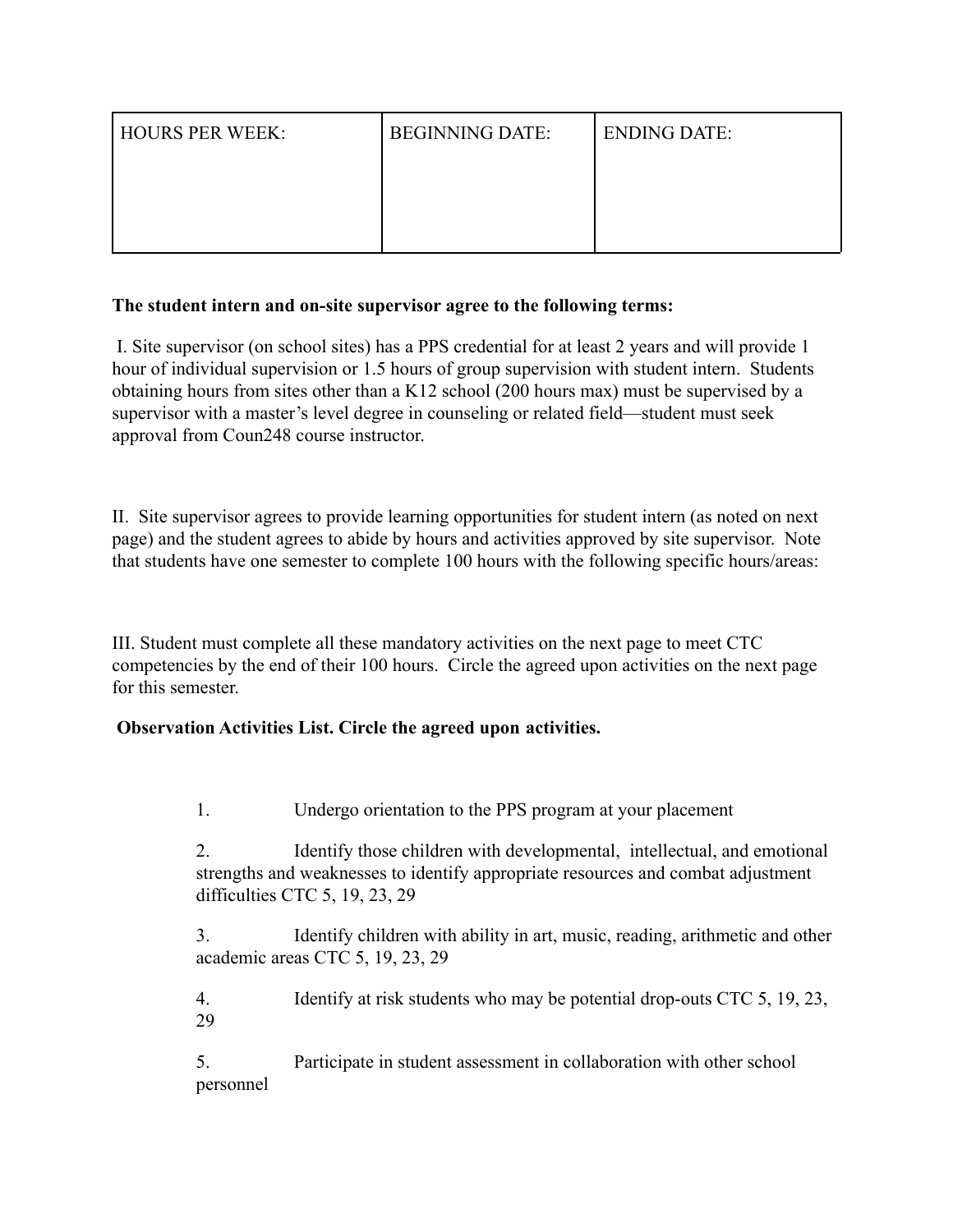| HOURS PER WEEK: | BEGINNING DATE: | ENDING DATE: |
| --- | --- | --- |
| | | |

**The student intern and on-site supervisor agree to the following terms:**

I. Site supervisor (on school sites) has a PPS credential for at least 2 years and will provide 1 hour of individual supervision or 1.5 hours of group supervision with student intern. Students obtaining hours from sites other than a K12 school (200 hours max) must be supervised by a supervisor with a master's level degree in counseling or related field—student must seek approval from Coun248 course instructor.

II. Site supervisor agrees to provide learning opportunities for student intern (as noted on next page) and the student agrees to abide by hours and activities approved by site supervisor. Note that students have one semester to complete 100 hours with the following specific hours/areas:

III. Student must complete all these mandatory activities on the next page to meet CTC competencies by the end of their 100 hours. Circle the agreed upon activities on the next page for this semester.

**Observation Activities List. Circle the agreed upon activities.**

1. Undergo orientation to the PPS program at your placement
2. Identify those children with developmental, intellectual, and emotional strengths and weaknesses to identify appropriate resources and combat adjustment difficulties CTC 5, 19, 23, 29
3. Identify children with ability in art, music, reading, arithmetic and other academic areas CTC 5, 19, 23, 29
4. Identify at risk students who may be potential drop-outs CTC 5, 19, 23, 29
5. Participate in student assessment in collaboration with other school personnel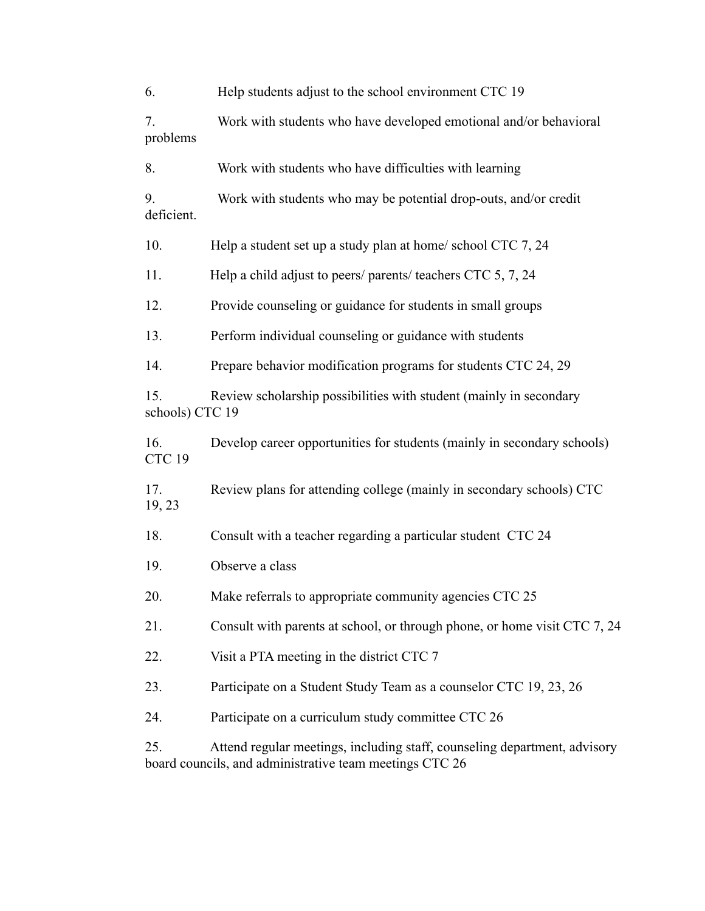6. Help students adjust to the school environment CTC 19
7. Work with students who have developed emotional and/or behavioral problems
8. Work with students who have difficulties with learning
9. Work with students who may be potential drop-outs, and/or credit deficient.
10. Help a student set up a study plan at home/ school CTC 7, 24
11. Help a child adjust to peers/ parents/ teachers CTC 5, 7, 24
12. Provide counseling or guidance for students in small groups
13. Perform individual counseling or guidance with students
14. Prepare behavior modification programs for students CTC 24, 29
15. Review scholarship possibilities with student (mainly in secondary schools) CTC 19
16. Develop career opportunities for students (mainly in secondary schools) CTC 19
17. Review plans for attending college (mainly in secondary schools) CTC 19, 23
18. Consult with a teacher regarding a particular student CTC 24
19. Observe a class
20. Make referrals to appropriate community agencies CTC 25
21. Consult with parents at school, or through phone, or home visit CTC 7, 24
22. Visit a PTA meeting in the district CTC 7
23. Participate on a Student Study Team as a counselor CTC 19, 23, 26
24. Participate on a curriculum study committee CTC 26
25. Attend regular meetings, including staff, counseling department, advisory board councils, and administrative team meetings CTC 26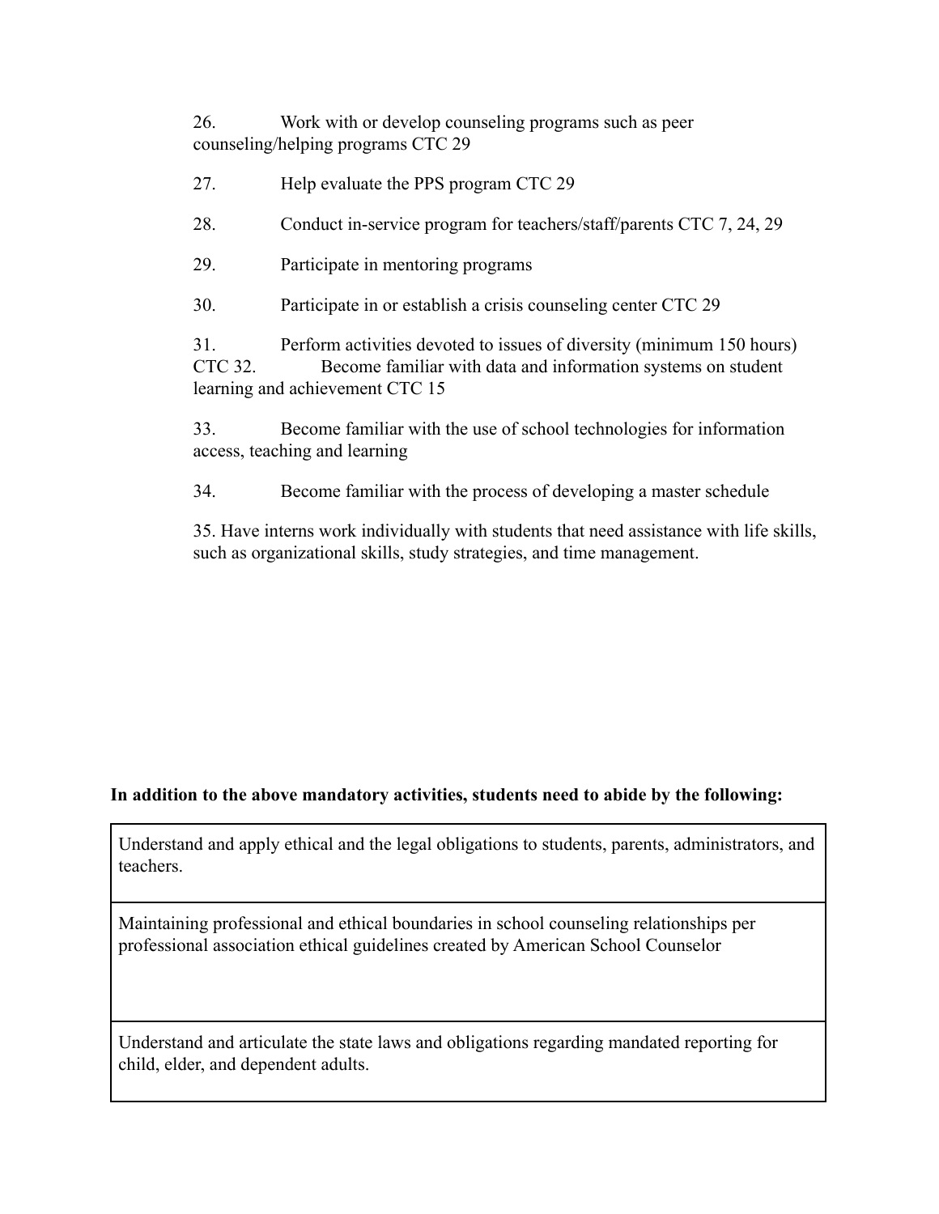26. Work with or develop counseling programs such as peer counseling/helping programs CTC 29

27. Help evaluate the PPS program CTC 29

28. Conduct in-service program for teachers/staff/parents CTC 7, 24, 29

29. Participate in mentoring programs

30. Participate in or establish a crisis counseling center CTC 29

31. Perform activities devoted to issues of diversity (minimum 150 hours) CTC 32. Become familiar with data and information systems on student learning and achievement CTC 15

33. Become familiar with the use of school technologies for information access, teaching and learning

34. Become familiar with the process of developing a master schedule

35. Have interns work individually with students that need assistance with life skills, such as organizational skills, study strategies, and time management.

**In addition to the above mandatory activities, students need to abide by the following:**

| |
|---|
| Understand and apply ethical and the legal obligations to students, parents, administrators, and teachers. |
| Maintaining professional and ethical boundaries in school counseling relationships per professional association ethical guidelines created by American School Counselor |
| Understand and articulate the state laws and obligations regarding mandated reporting for child, elder, and dependent adults. |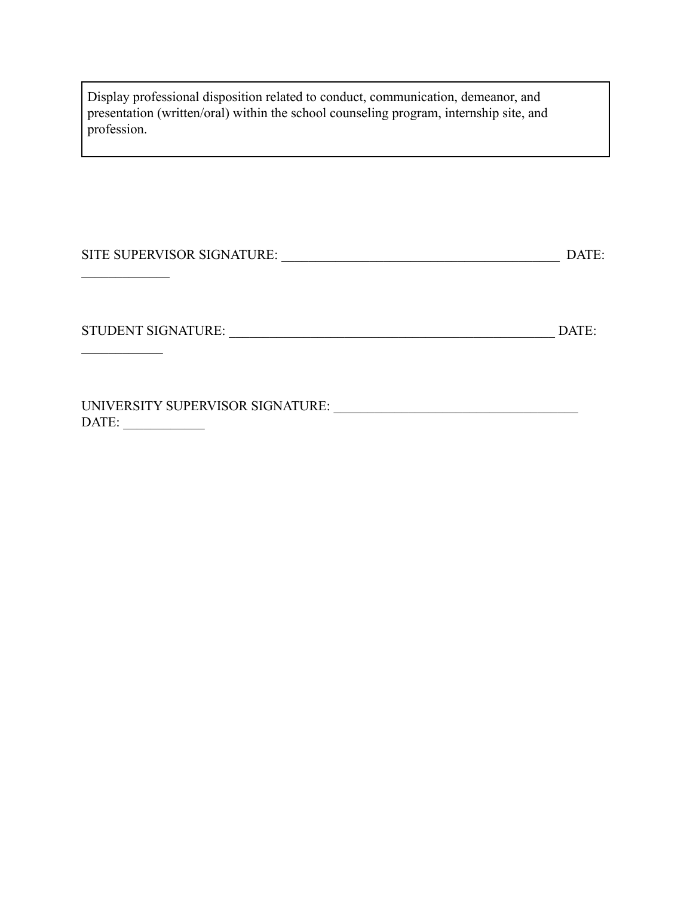| |
|---|
| Display professional disposition related to conduct, communication, demeanor, and presentation (written/oral) within the school counseling program, internship site, and profession. |

SITE SUPERVISOR SIGNATURE: ___________________________________________ DATE: _____________

STUDENT SIGNATURE: __________________________________________________ DATE: ____________

UNIVERSITY SUPERVISOR SIGNATURE: ______________________________________ DATE: ____________